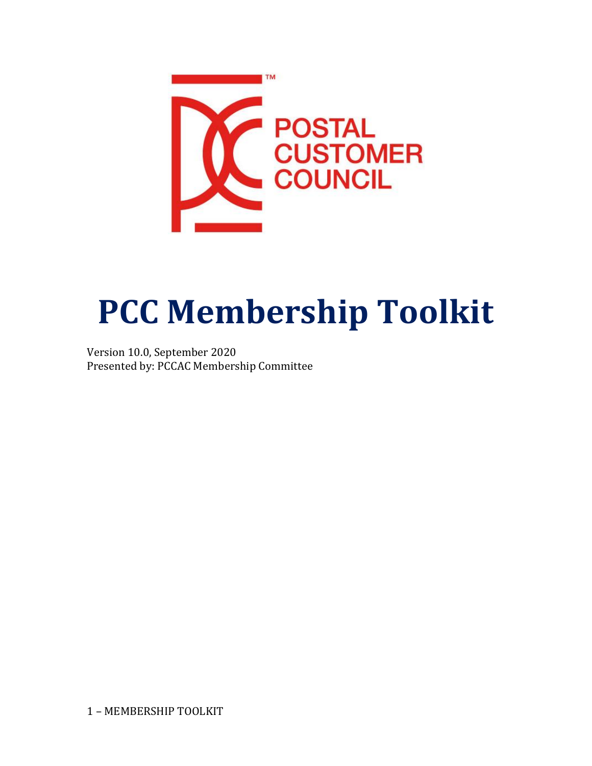# PCC Membership Toolkit

Version 10.0, September 2020
Presented by: PCCAC Membership Committee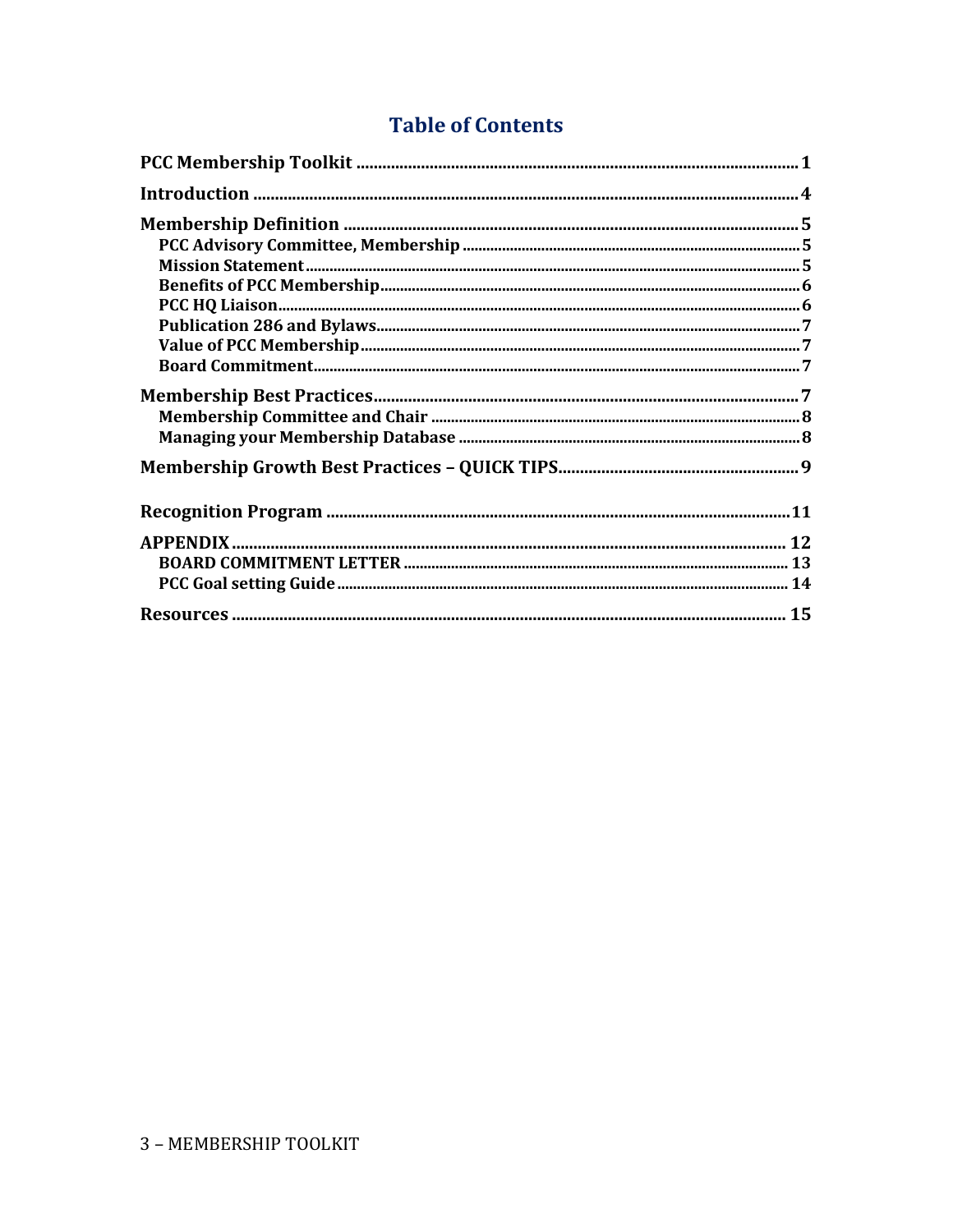# Table of Contents

**PCC Membership Toolkit** .......... 1

**Introduction** .......... 4

**Membership Definition** .......... 5

- **PCC Advisory Committee, Membership** .......... 5
- **Mission Statement** .......... 5
- **Benefits of PCC Membership** .......... 6
- **PCC HQ Liaison** .......... 6
- **Publication 286 and Bylaws** .......... 7
- **Value of PCC Membership** .......... 7
- **Board Commitment** .......... 7

**Membership Best Practices** .......... 7

- **Membership Committee and Chair** .......... 8
- **Managing your Membership Database** .......... 8

**Membership Growth Best Practices – QUICK TIPS** .......... 9

**Recognition Program** .......... 11

**APPENDIX** .......... 12

- **BOARD COMMITMENT LETTER** .......... 13
- **PCC Goal setting Guide** .......... 14

**Resources** .......... 15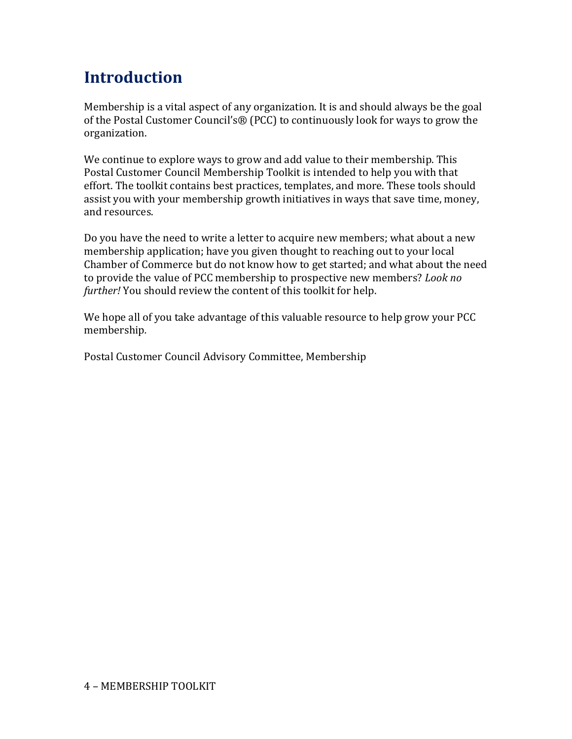# Introduction

Membership is a vital aspect of any organization. It is and should always be the goal of the Postal Customer Council's® (PCC) to continuously look for ways to grow the organization.

We continue to explore ways to grow and add value to their membership. This Postal Customer Council Membership Toolkit is intended to help you with that effort. The toolkit contains best practices, templates, and more. These tools should assist you with your membership growth initiatives in ways that save time, money, and resources.

Do you have the need to write a letter to acquire new members; what about a new membership application; have you given thought to reaching out to your local Chamber of Commerce but do not know how to get started; and what about the need to provide the value of PCC membership to prospective new members? *Look no further!* You should review the content of this toolkit for help.

We hope all of you take advantage of this valuable resource to help grow your PCC membership.

Postal Customer Council Advisory Committee, Membership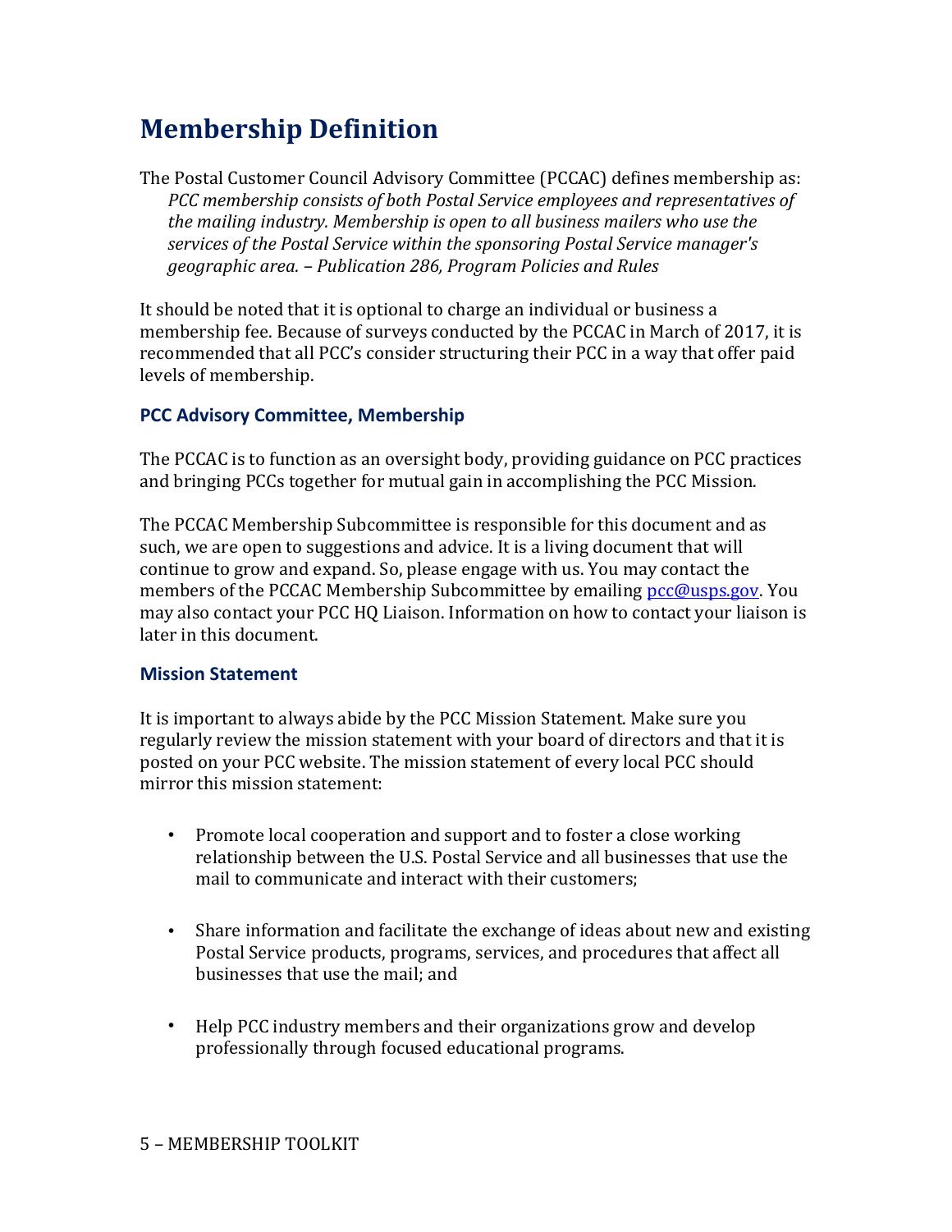# Membership Definition

The Postal Customer Council Advisory Committee (PCCAC) defines membership as:

> *PCC membership consists of both Postal Service employees and representatives of the mailing industry. Membership is open to all business mailers who use the services of the Postal Service within the sponsoring Postal Service manager's geographic area. – Publication 286, Program Policies and Rules*

It should be noted that it is optional to charge an individual or business a membership fee. Because of surveys conducted by the PCCAC in March of 2017, it is recommended that all PCC's consider structuring their PCC in a way that offer paid levels of membership.

### PCC Advisory Committee, Membership

The PCCAC is to function as an oversight body, providing guidance on PCC practices and bringing PCCs together for mutual gain in accomplishing the PCC Mission.

The PCCAC Membership Subcommittee is responsible for this document and as such, we are open to suggestions and advice. It is a living document that will continue to grow and expand. So, please engage with us. You may contact the members of the PCCAC Membership Subcommittee by emailing pcc@usps.gov. You may also contact your PCC HQ Liaison. Information on how to contact your liaison is later in this document.

### Mission Statement

It is important to always abide by the PCC Mission Statement. Make sure you regularly review the mission statement with your board of directors and that it is posted on your PCC website. The mission statement of every local PCC should mirror this mission statement:

- Promote local cooperation and support and to foster a close working relationship between the U.S. Postal Service and all businesses that use the mail to communicate and interact with their customers;
- Share information and facilitate the exchange of ideas about new and existing Postal Service products, programs, services, and procedures that affect all businesses that use the mail; and
- Help PCC industry members and their organizations grow and develop professionally through focused educational programs.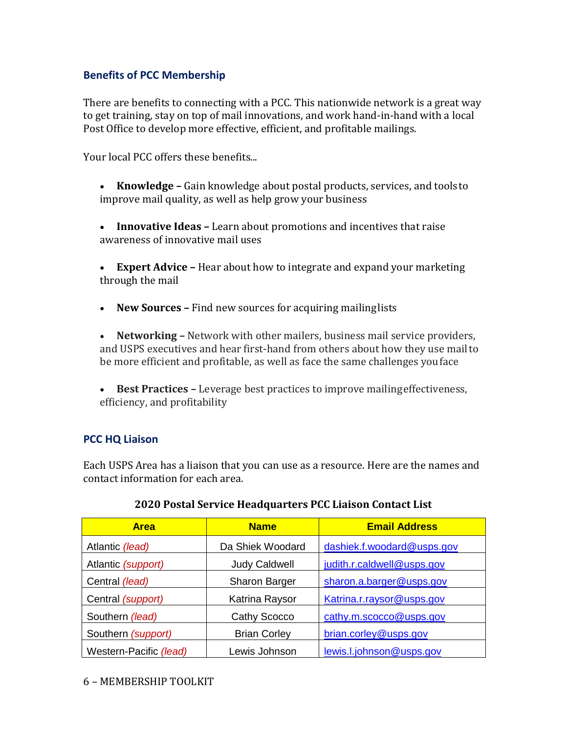## Benefits of PCC Membership

There are benefits to connecting with a PCC. This nationwide network is a great way to get training, stay on top of mail innovations, and work hand-in-hand with a local Post Office to develop more effective, efficient, and profitable mailings.

Your local PCC offers these benefits...

- **Knowledge –** Gain knowledge about postal products, services, and tools to improve mail quality, as well as help grow your business
- **Innovative Ideas –** Learn about promotions and incentives that raise awareness of innovative mail uses
- **Expert Advice –** Hear about how to integrate and expand your marketing through the mail
- **New Sources –** Find new sources for acquiring mailing lists
- **Networking –** Network with other mailers, business mail service providers, and USPS executives and hear first-hand from others about how they use mail to be more efficient and profitable, as well as face the same challenges you face
- **Best Practices –** Leverage best practices to improve mailing effectiveness, efficiency, and profitability

## PCC HQ Liaison

Each USPS Area has a liaison that you can use as a resource. Here are the names and contact information for each area.

**2020 Postal Service Headquarters PCC Liaison Contact List**

| Area | Name | Email Address |
|---|---|---|
| Atlantic *(lead)* | Da Shiek Woodard | dashiek.f.woodard@usps.gov |
| Atlantic *(support)* | Judy Caldwell | judith.r.caldwell@usps.gov |
| Central *(lead)* | Sharon Barger | sharon.a.barger@usps.gov |
| Central *(support)* | Katrina Raysor | Katrina.r.raysor@usps.gov |
| Southern *(lead)* | Cathy Scocco | cathy.m.scocco@usps.gov |
| Southern *(support)* | Brian Corley | brian.corley@usps.gov |
| Western-Pacific *(lead)* | Lewis Johnson | lewis.l.johnson@usps.gov |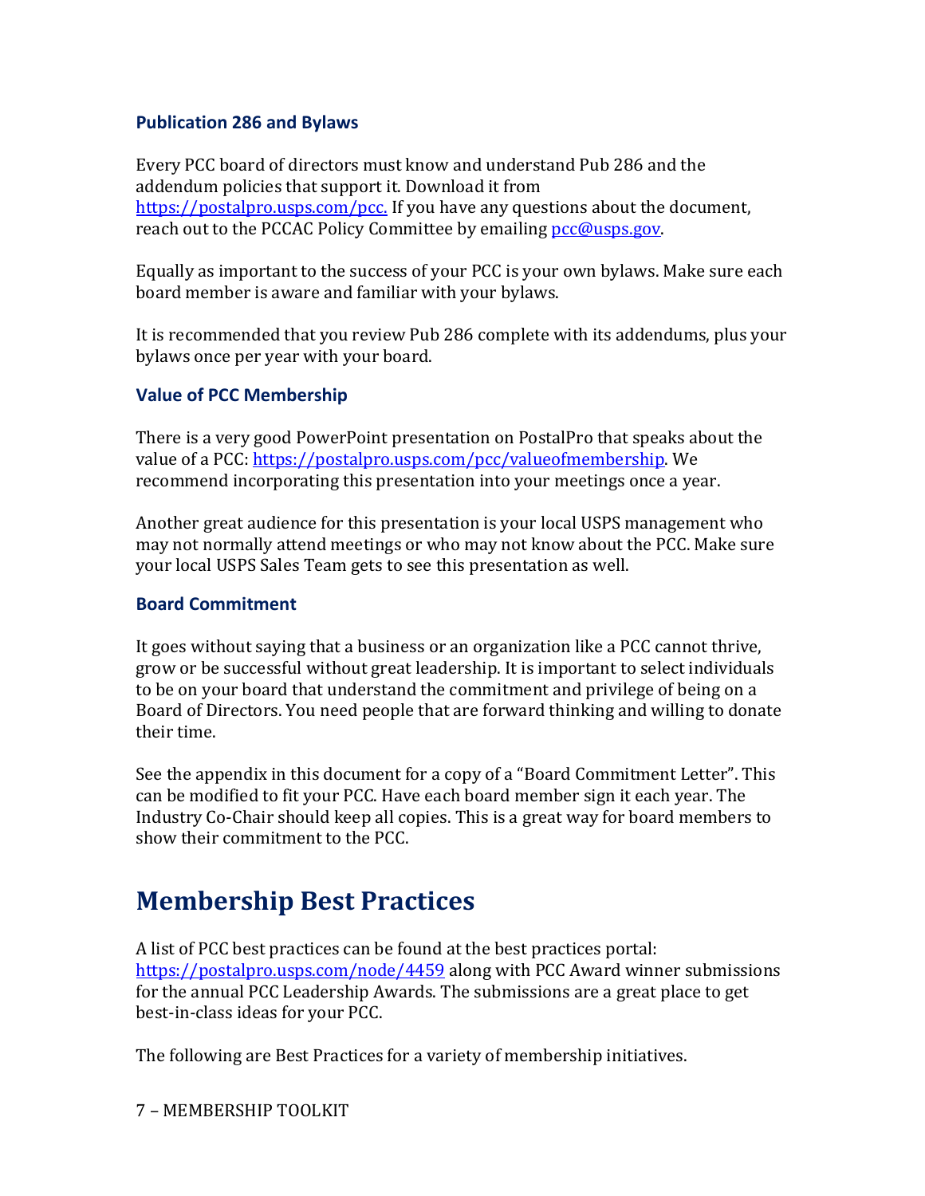### Publication 286 and Bylaws

Every PCC board of directors must know and understand Pub 286 and the addendum policies that support it. Download it from https://postalpro.usps.com/pcc. If you have any questions about the document, reach out to the PCCAC Policy Committee by emailing pcc@usps.gov.

Equally as important to the success of your PCC is your own bylaws. Make sure each board member is aware and familiar with your bylaws.

It is recommended that you review Pub 286 complete with its addendums, plus your bylaws once per year with your board.

### Value of PCC Membership

There is a very good PowerPoint presentation on PostalPro that speaks about the value of a PCC: https://postalpro.usps.com/pcc/valueofmembership. We recommend incorporating this presentation into your meetings once a year.

Another great audience for this presentation is your local USPS management who may not normally attend meetings or who may not know about the PCC. Make sure your local USPS Sales Team gets to see this presentation as well.

### Board Commitment

It goes without saying that a business or an organization like a PCC cannot thrive, grow or be successful without great leadership. It is important to select individuals to be on your board that understand the commitment and privilege of being on a Board of Directors. You need people that are forward thinking and willing to donate their time.

See the appendix in this document for a copy of a "Board Commitment Letter". This can be modified to fit your PCC. Have each board member sign it each year. The Industry Co-Chair should keep all copies. This is a great way for board members to show their commitment to the PCC.

## Membership Best Practices

A list of PCC best practices can be found at the best practices portal: https://postalpro.usps.com/node/4459 along with PCC Award winner submissions for the annual PCC Leadership Awards. The submissions are a great place to get best-in-class ideas for your PCC.

The following are Best Practices for a variety of membership initiatives.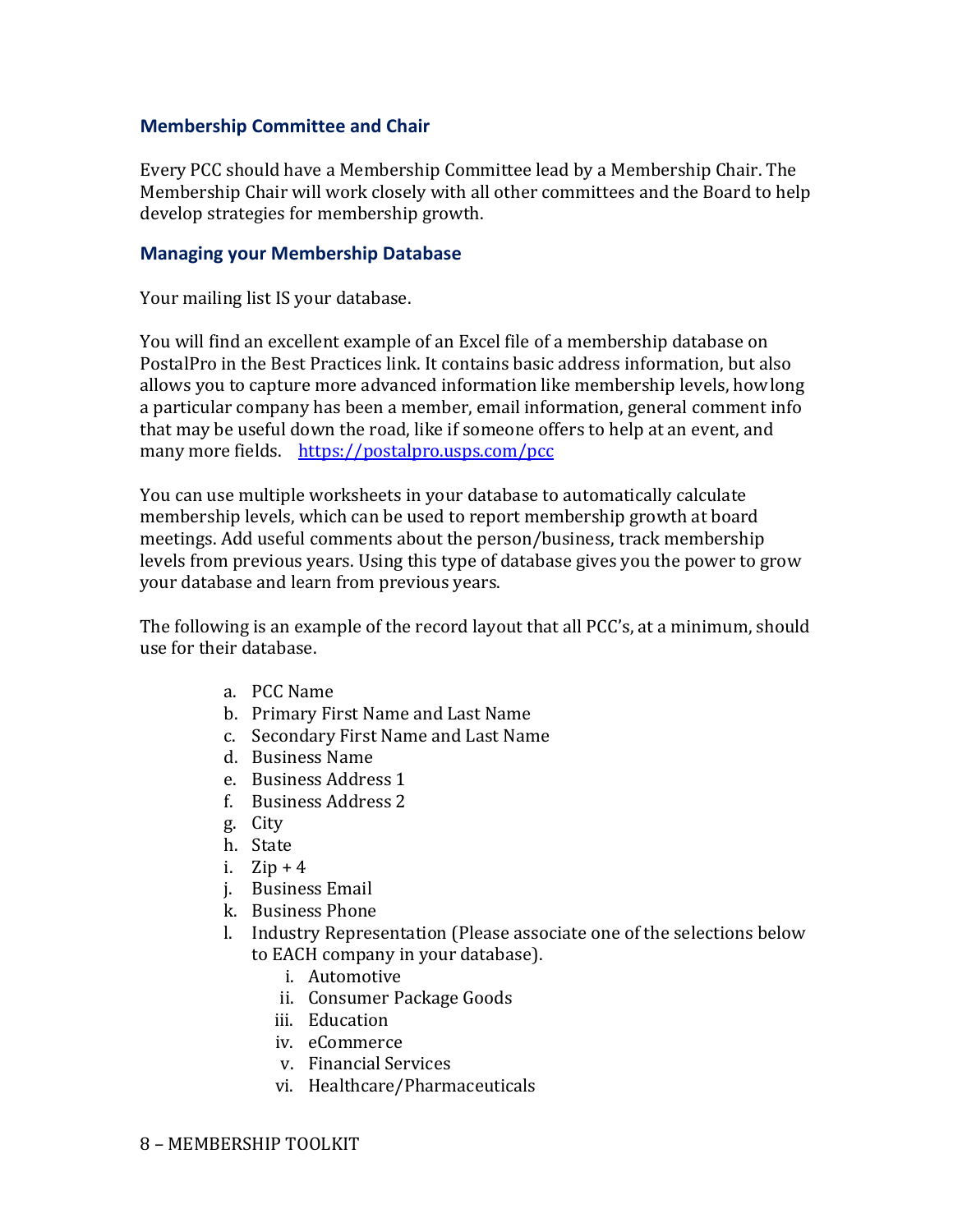## Membership Committee and Chair

Every PCC should have a Membership Committee lead by a Membership Chair. The Membership Chair will work closely with all other committees and the Board to help develop strategies for membership growth.

## Managing your Membership Database

Your mailing list IS your database.

You will find an excellent example of an Excel file of a membership database on PostalPro in the Best Practices link. It contains basic address information, but also allows you to capture more advanced information like membership levels, how long a particular company has been a member, email information, general comment info that may be useful down the road, like if someone offers to help at an event, and many more fields. [https://postalpro.usps.com/pcc](https://postalpro.usps.com/pcc)

You can use multiple worksheets in your database to automatically calculate membership levels, which can be used to report membership growth at board meetings. Add useful comments about the person/business, track membership levels from previous years. Using this type of database gives you the power to grow your database and learn from previous years.

The following is an example of the record layout that all PCC's, at a minimum, should use for their database.

a. PCC Name
b. Primary First Name and Last Name
c. Secondary First Name and Last Name
d. Business Name
e. Business Address 1
f. Business Address 2
g. City
h. State
i. Zip + 4
j. Business Email
k. Business Phone
l. Industry Representation (Please associate one of the selections below to EACH company in your database).
    i. Automotive
    ii. Consumer Package Goods
    iii. Education
    iv. eCommerce
    v. Financial Services
    vi. Healthcare/Pharmaceuticals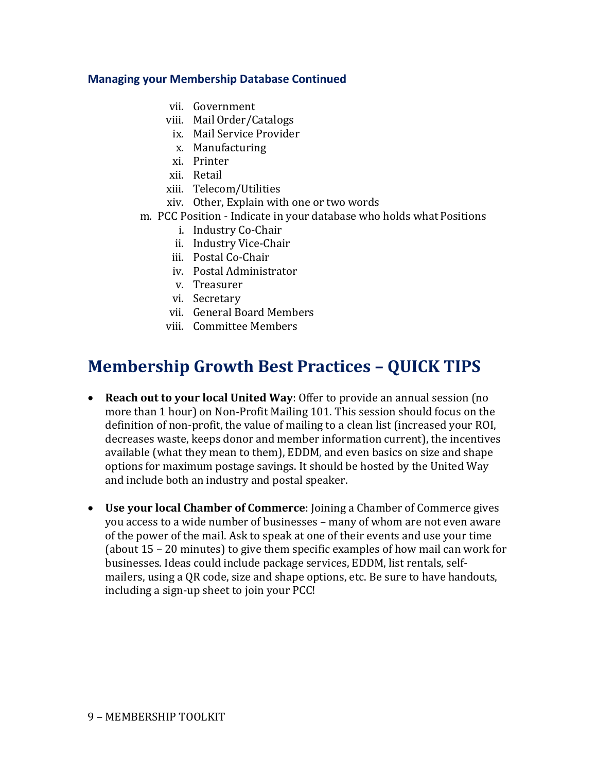### Managing your Membership Database Continued

- vii. Government
- viii. Mail Order/Catalogs
- ix. Mail Service Provider
- x. Manufacturing
- xi. Printer
- xii. Retail
- xiii. Telecom/Utilities
- xiv. Other, Explain with one or two words

m. PCC Position - Indicate in your database who holds what Positions

- i. Industry Co-Chair
- ii. Industry Vice-Chair
- iii. Postal Co-Chair
- iv. Postal Administrator
- v. Treasurer
- vi. Secretary
- vii. General Board Members
- viii. Committee Members

## Membership Growth Best Practices – QUICK TIPS

- **Reach out to your local United Way**: Offer to provide an annual session (no more than 1 hour) on Non-Profit Mailing 101. This session should focus on the definition of non-profit, the value of mailing to a clean list (increased your ROI, decreases waste, keeps donor and member information current), the incentives available (what they mean to them), EDDM, and even basics on size and shape options for maximum postage savings. It should be hosted by the United Way and include both an industry and postal speaker.

- **Use your local Chamber of Commerce**: Joining a Chamber of Commerce gives you access to a wide number of businesses – many of whom are not even aware of the power of the mail. Ask to speak at one of their events and use your time (about 15 – 20 minutes) to give them specific examples of how mail can work for businesses. Ideas could include package services, EDDM, list rentals, self-mailers, using a QR code, size and shape options, etc. Be sure to have handouts, including a sign-up sheet to join your PCC!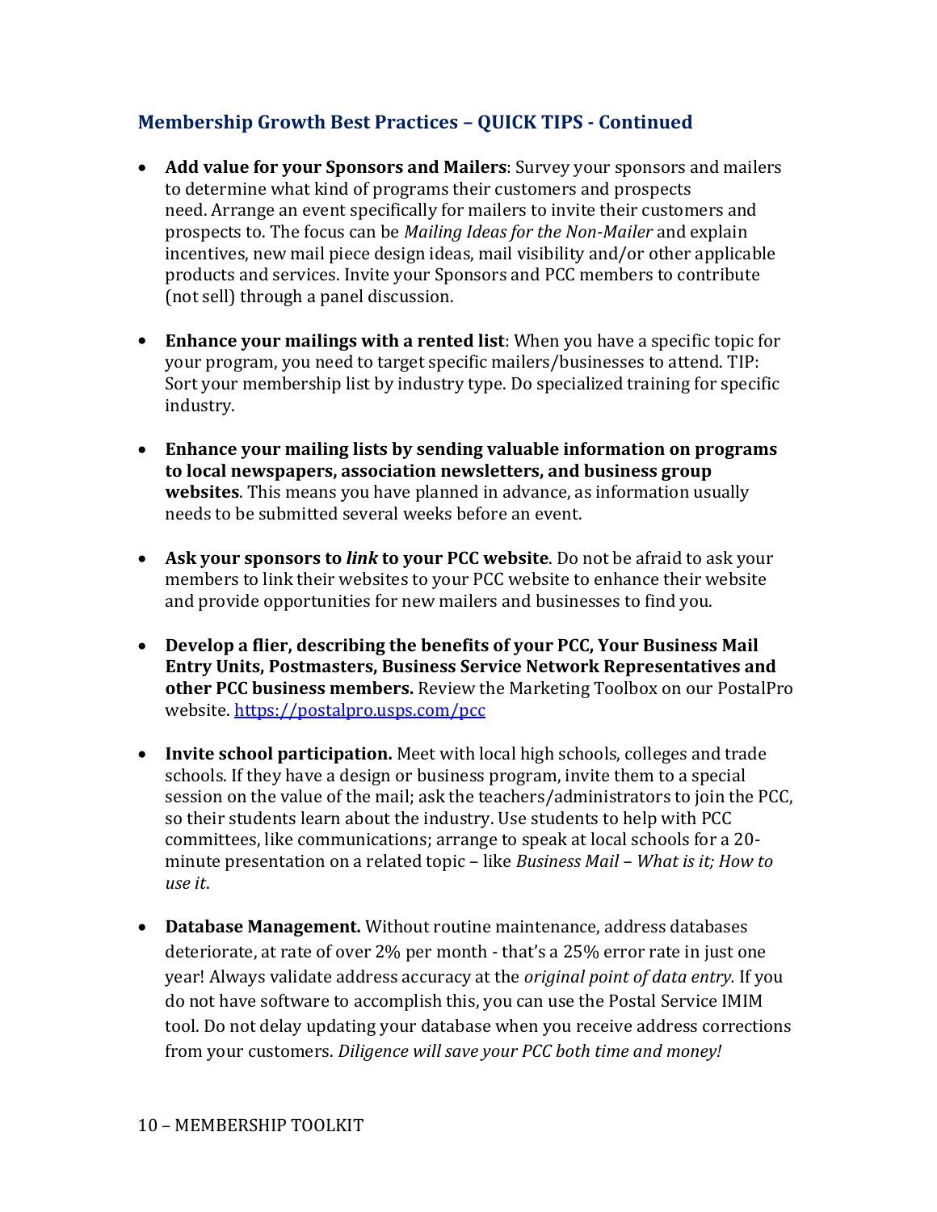## Membership Growth Best Practices – QUICK TIPS - Continued

- **Add value for your Sponsors and Mailers**: Survey your sponsors and mailers to determine what kind of programs their customers and prospects need. Arrange an event specifically for mailers to invite their customers and prospects to. The focus can be *Mailing Ideas for the Non-Mailer* and explain incentives, new mail piece design ideas, mail visibility and/or other applicable products and services. Invite your Sponsors and PCC members to contribute (not sell) through a panel discussion.

- **Enhance your mailings with a rented list**: When you have a specific topic for your program, you need to target specific mailers/businesses to attend. TIP: Sort your membership list by industry type. Do specialized training for specific industry.

- **Enhance your mailing lists by sending valuable information on programs to local newspapers, association newsletters, and business group websites**. This means you have planned in advance, as information usually needs to be submitted several weeks before an event.

- **Ask your sponsors to *link* to your PCC website**. Do not be afraid to ask your members to link their websites to your PCC website to enhance their website and provide opportunities for new mailers and businesses to find you.

- **Develop a flier, describing the benefits of your PCC, Your Business Mail Entry Units, Postmasters, Business Service Network Representatives and other PCC business members.** Review the Marketing Toolbox on our PostalPro website. [https://postalpro.usps.com/pcc](https://postalpro.usps.com/pcc)

- **Invite school participation.** Meet with local high schools, colleges and trade schools. If they have a design or business program, invite them to a special session on the value of the mail; ask the teachers/administrators to join the PCC, so their students learn about the industry. Use students to help with PCC committees, like communications; arrange to speak at local schools for a 20-minute presentation on a related topic – like *Business Mail – What is it; How to use it*.

- **Database Management.** Without routine maintenance, address databases deteriorate, at rate of over 2% per month - that's a 25% error rate in just one year! Always validate address accuracy at the *original point of data entry.* If you do not have software to accomplish this, you can use the Postal Service IMIM tool. Do not delay updating your database when you receive address corrections from your customers. *Diligence will save your PCC both time and money!*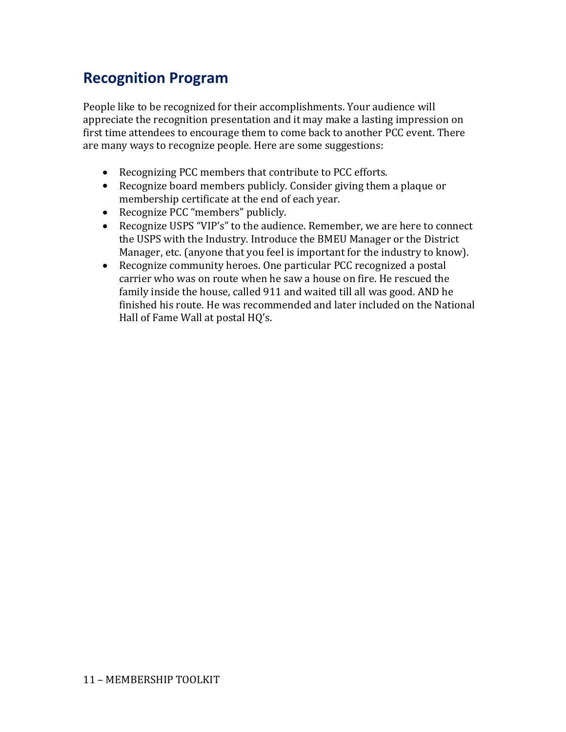## Recognition Program

People like to be recognized for their accomplishments. Your audience will appreciate the recognition presentation and it may make a lasting impression on first time attendees to encourage them to come back to another PCC event. There are many ways to recognize people. Here are some suggestions:

- Recognizing PCC members that contribute to PCC efforts.
- Recognize board members publicly. Consider giving them a plaque or membership certificate at the end of each year.
- Recognize PCC "members" publicly.
- Recognize USPS "VIP's" to the audience. Remember, we are here to connect the USPS with the Industry. Introduce the BMEU Manager or the District Manager, etc. (anyone that you feel is important for the industry to know).
- Recognize community heroes. One particular PCC recognized a postal carrier who was on route when he saw a house on fire. He rescued the family inside the house, called 911 and waited till all was good. AND he finished his route. He was recommended and later included on the National Hall of Fame Wall at postal HQ's.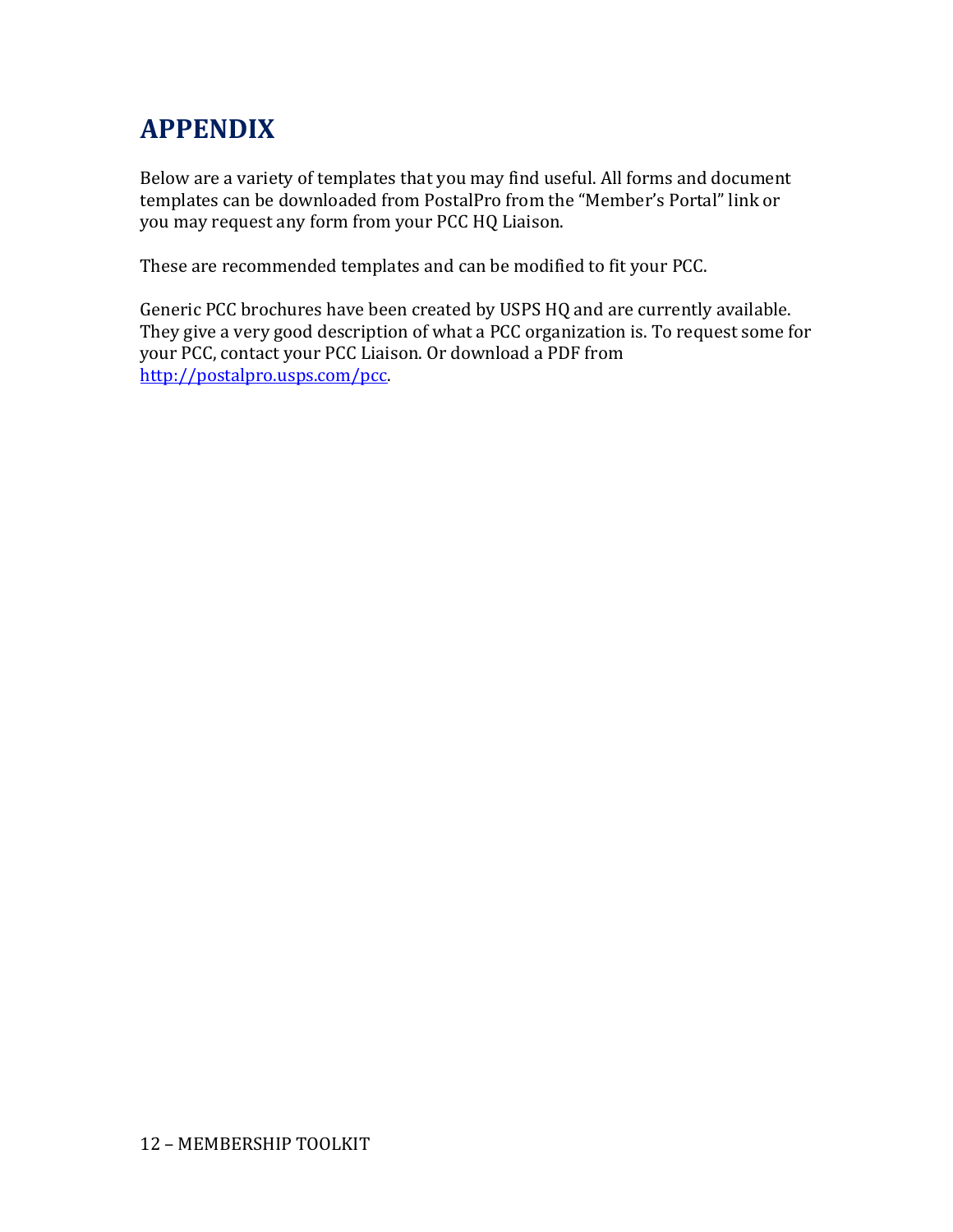# APPENDIX

Below are a variety of templates that you may find useful. All forms and document templates can be downloaded from PostalPro from the "Member's Portal" link or you may request any form from your PCC HQ Liaison.

These are recommended templates and can be modified to fit your PCC.

Generic PCC brochures have been created by USPS HQ and are currently available. They give a very good description of what a PCC organization is. To request some for your PCC, contact your PCC Liaison. Or download a PDF from http://postalpro.usps.com/pcc.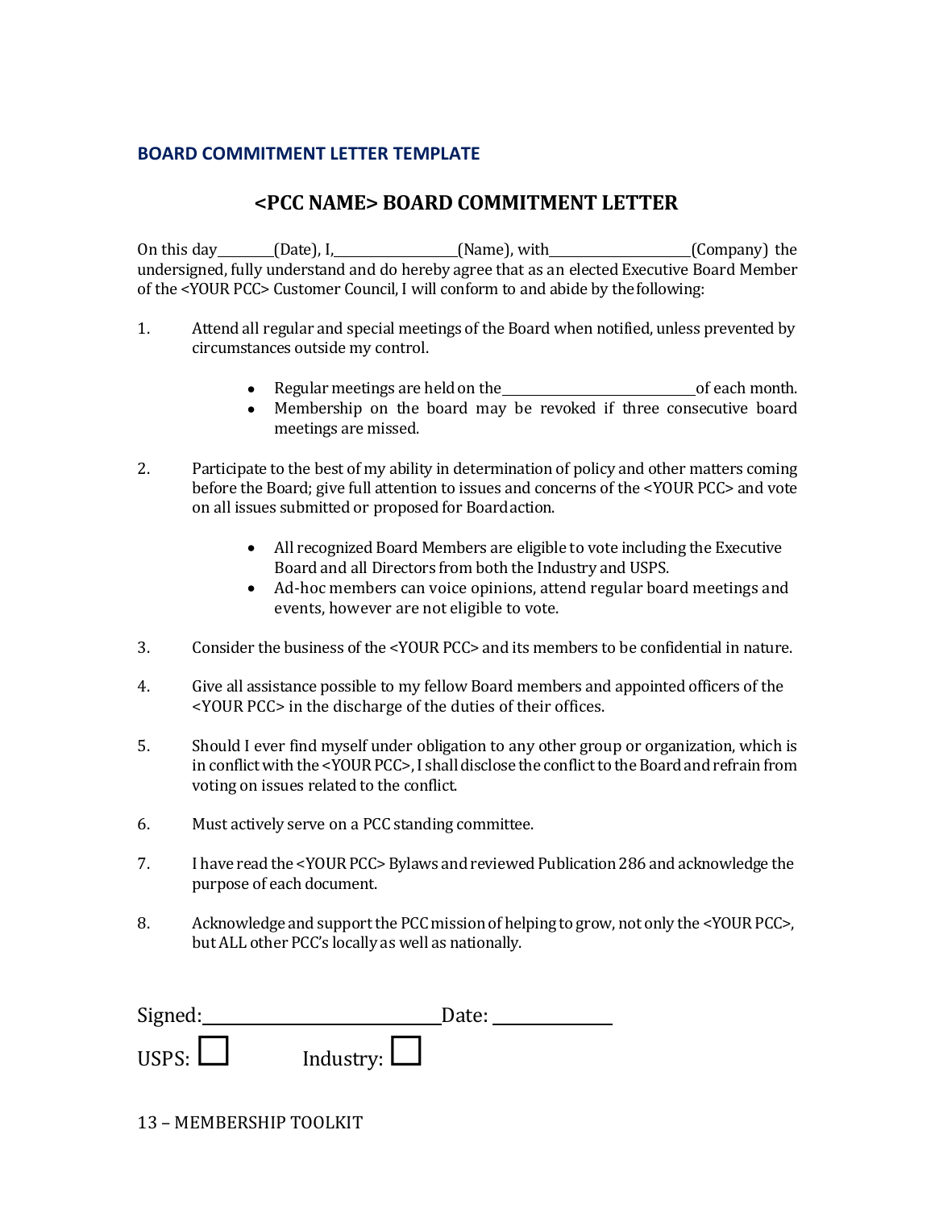### BOARD COMMITMENT LETTER TEMPLATE

## <PCC NAME> BOARD COMMITMENT LETTER

On this day________(Date), I,_________________(Name), with____________________(Company) the undersigned, fully understand and do hereby agree that as an elected Executive Board Member of the <YOUR PCC> Customer Council, I will conform to and abide by the following:

1. Attend all regular and special meetings of the Board when notified, unless prevented by circumstances outside my control.
   - Regular meetings are held on the___________________________of each month.
   - Membership on the board may be revoked if three consecutive board meetings are missed.

2. Participate to the best of my ability in determination of policy and other matters coming before the Board; give full attention to issues and concerns of the <YOUR PCC> and vote on all issues submitted or proposed for Board action.
   - All recognized Board Members are eligible to vote including the Executive Board and all Directors from both the Industry and USPS.
   - Ad-hoc members can voice opinions, attend regular board meetings and events, however are not eligible to vote.

3. Consider the business of the <YOUR PCC> and its members to be confidential in nature.

4. Give all assistance possible to my fellow Board members and appointed officers of the <YOUR PCC> in the discharge of the duties of their offices.

5. Should I ever find myself under obligation to any other group or organization, which is in conflict with the <YOUR PCC>, I shall disclose the conflict to the Board and refrain from voting on issues related to the conflict.

6. Must actively serve on a PCC standing committee.

7. I have read the <YOUR PCC> Bylaws and reviewed Publication 286 and acknowledge the purpose of each document.

8. Acknowledge and support the PCC mission of helping to grow, not only the <YOUR PCC>, but ALL other PCC's locally as well as nationally.

Signed:____________________________Date: ______________

USPS: ☐ Industry: ☐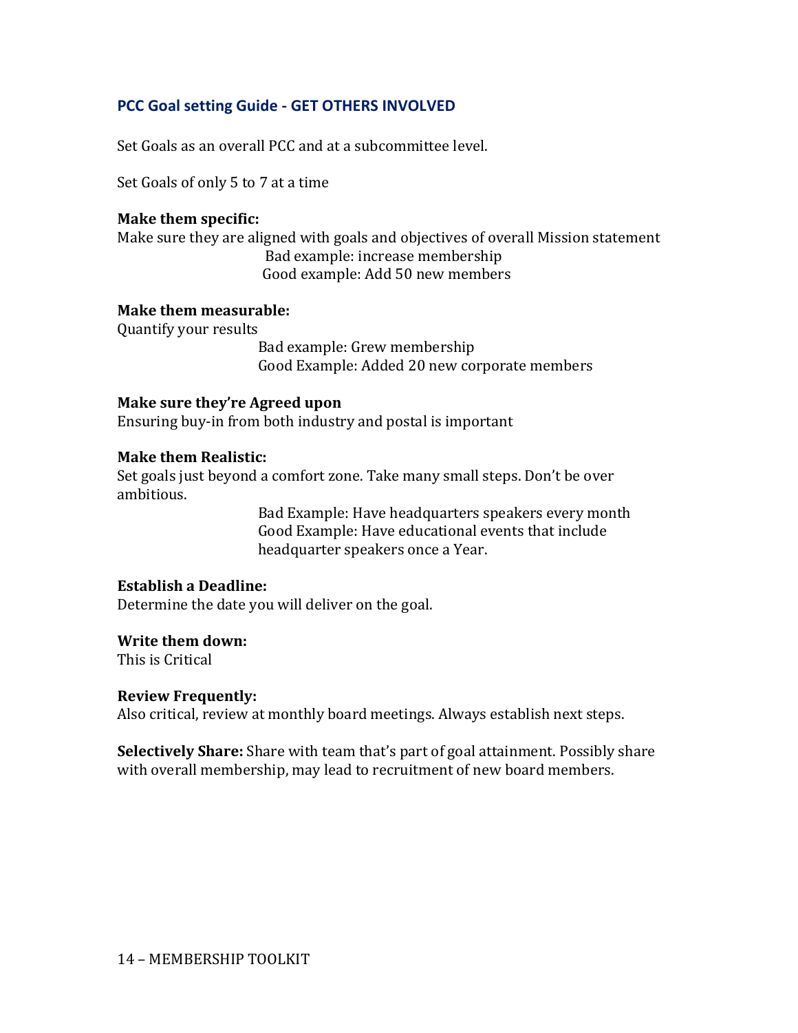## PCC Goal setting Guide - GET OTHERS INVOLVED

Set Goals as an overall PCC and at a subcommittee level.

Set Goals of only 5 to 7 at a time

**Make them specific:**
Make sure they are aligned with goals and objectives of overall Mission statement

Bad example: increase membership
Good example: Add 50 new members

**Make them measurable:**
Quantify your results

Bad example: Grew membership
Good Example: Added 20 new corporate members

**Make sure they're Agreed upon**
Ensuring buy-in from both industry and postal is important

**Make them Realistic:**
Set goals just beyond a comfort zone. Take many small steps. Don't be over ambitious.

Bad Example: Have headquarters speakers every month
Good Example: Have educational events that include headquarter speakers once a Year.

**Establish a Deadline:**
Determine the date you will deliver on the goal.

**Write them down:**
This is Critical

**Review Frequently:**
Also critical, review at monthly board meetings. Always establish next steps.

**Selectively Share:** Share with team that's part of goal attainment. Possibly share with overall membership, may lead to recruitment of new board members.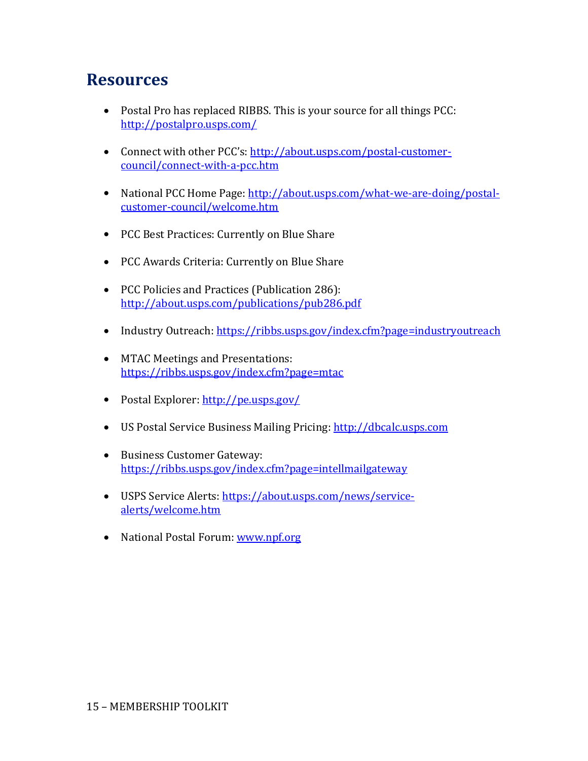## Resources

- Postal Pro has replaced RIBBS. This is your source for all things PCC: http://postalpro.usps.com/

- Connect with other PCC's: http://about.usps.com/postal-customer-council/connect-with-a-pcc.htm

- National PCC Home Page: http://about.usps.com/what-we-are-doing/postal-customer-council/welcome.htm

- PCC Best Practices: Currently on Blue Share

- PCC Awards Criteria: Currently on Blue Share

- PCC Policies and Practices (Publication 286): http://about.usps.com/publications/pub286.pdf

- Industry Outreach: https://ribbs.usps.gov/index.cfm?page=industryoutreach

- MTAC Meetings and Presentations: https://ribbs.usps.gov/index.cfm?page=mtac

- Postal Explorer: http://pe.usps.gov/

- US Postal Service Business Mailing Pricing: http://dbcalc.usps.com

- Business Customer Gateway: https://ribbs.usps.gov/index.cfm?page=intellmailgateway

- USPS Service Alerts: https://about.usps.com/news/service-alerts/welcome.htm

- National Postal Forum: www.npf.org